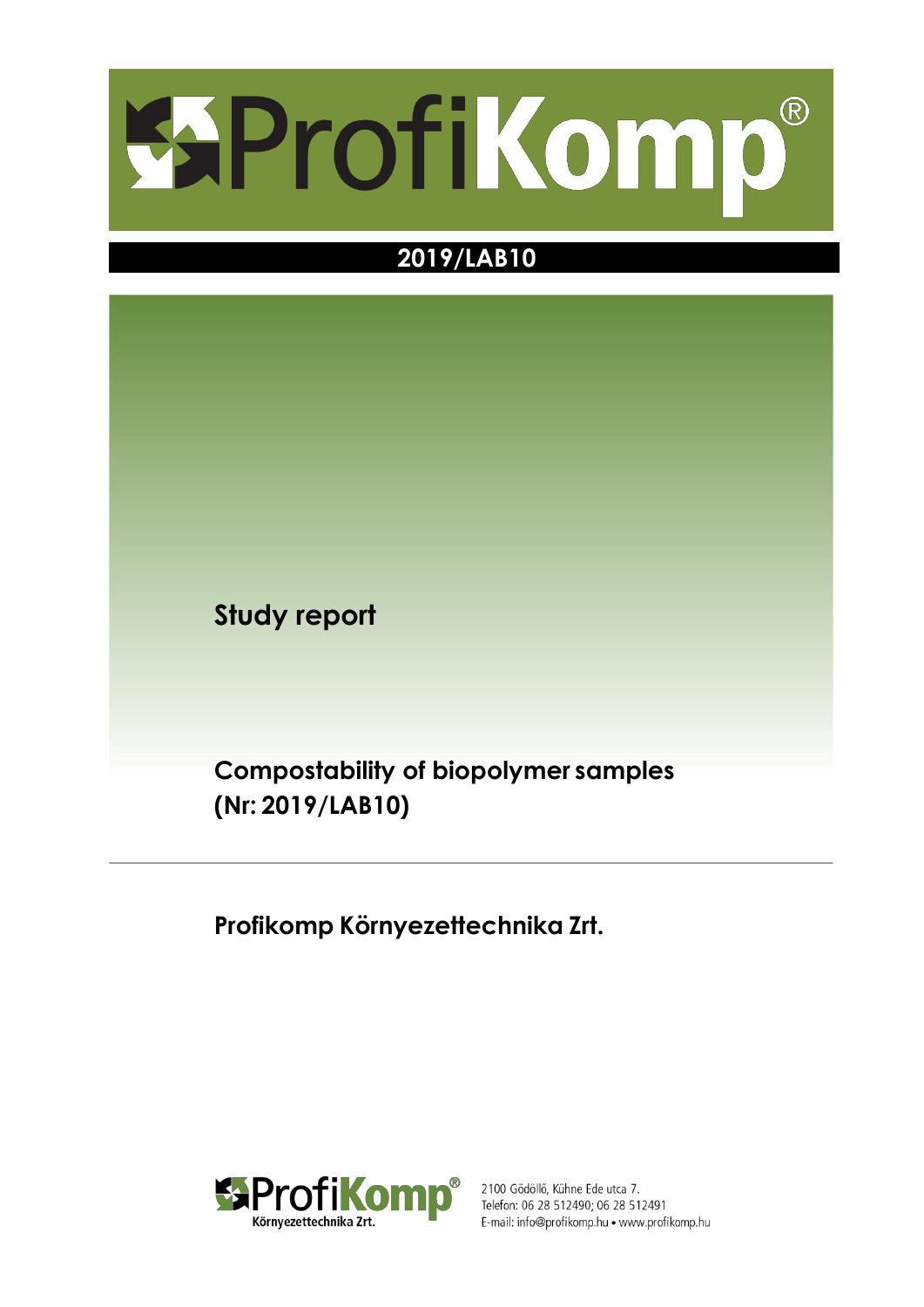# ProfiKomp®

## 2019/LAB10

**Study report**

**Compostability of biopolymer samples (Nr: 2019/LAB10)**

---

**Profikomp Környezettechnika Zrt.**

ProfiKomp® Környezettechnika Zrt.

2100 Gödöllő, Kühne Ede utca 7.
Telefon: 06 28 512490; 06 28 512491
E-mail: info@profikomp.hu • www.profikomp.hu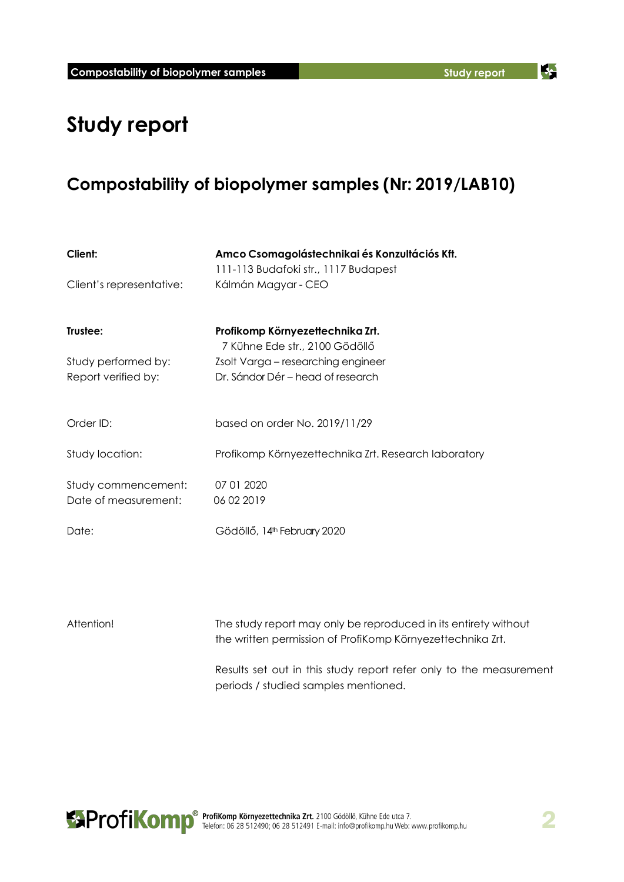# Study report

## Compostability of biopolymer samples (Nr: 2019/LAB10)

| | |
|---|---|
| **Client:** | **Amco Csomagolástechnikai és Konzultációs Kft.** |
| | 111-113 Budafoki str., 1117 Budapest |
| Client's representative: | Kálmán Magyar - CEO |
| | |
| **Trustee:** | **Profikomp Környezettechnika Zrt.** |
| | 7 Kühne Ede str., 2100 Gödöllő |
| Study performed by: | Zsolt Varga – researching engineer |
| Report verified by: | Dr. Sándor Dér – head of research |
| | |
| Order ID: | based on order No. 2019/11/29 |
| | |
| Study location: | Profikomp Környezettechnika Zrt. Research laboratory |
| | |
| Study commencement: | 07 01 2020 |
| Date of measurement: | 06 02 2019 |
| | |
| Date: | Gödöllő, 14th February 2020 |

Attention! The study report may only be reproduced in its entirety without the written permission of ProfiKomp Környezettechnika Zrt.

Results set out in this study report refer only to the measurement periods / studied samples mentioned.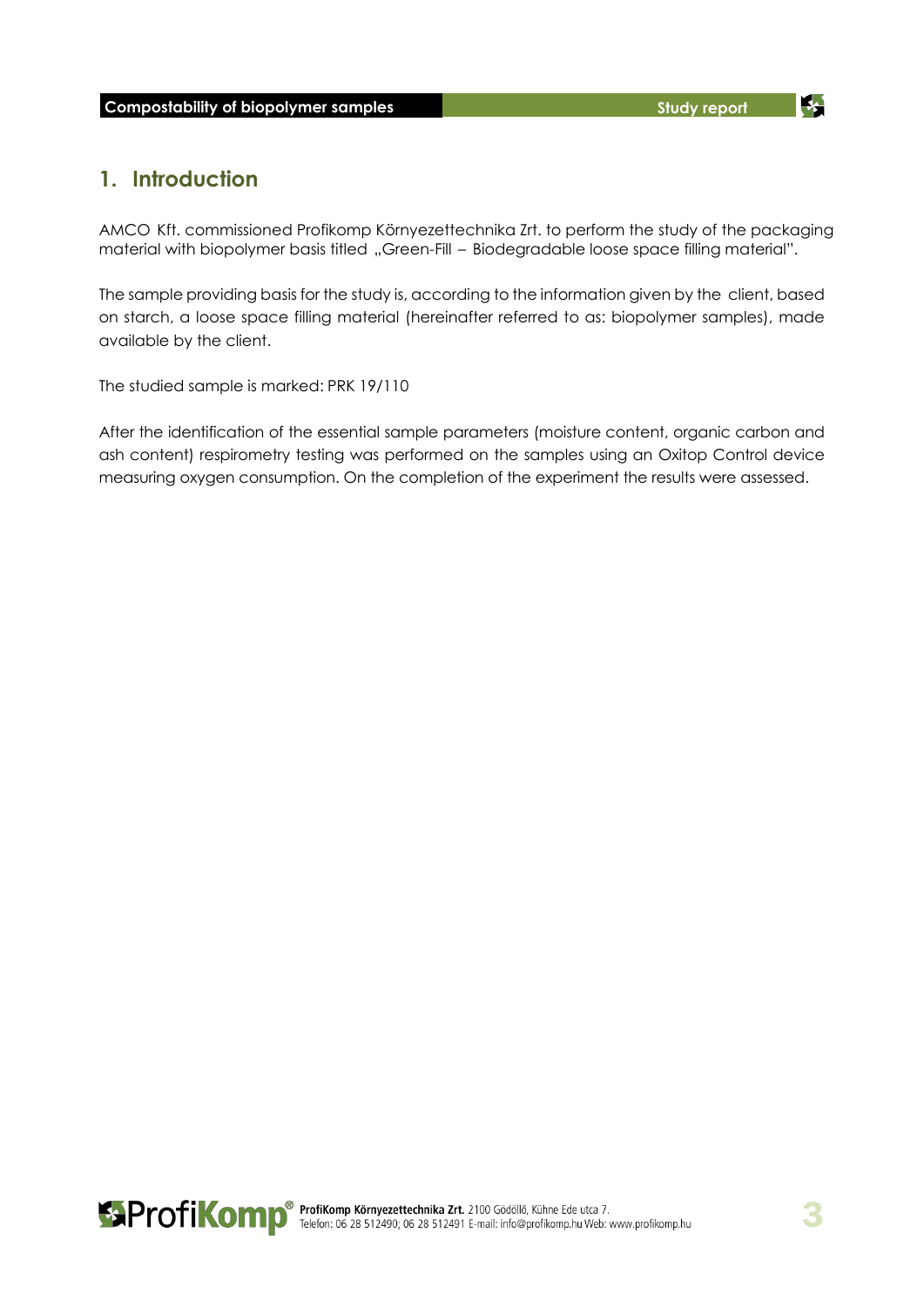## 1. Introduction

AMCO Kft. commissioned Profikomp Környezettechnika Zrt. to perform the study of the packaging material with biopolymer basis titled „Green-Fill – Biodegradable loose space filling material".

The sample providing basis for the study is, according to the information given by the client, based on starch, a loose space filling material (hereinafter referred to as: biopolymer samples), made available by the client.

The studied sample is marked: PRK 19/110

After the identification of the essential sample parameters (moisture content, organic carbon and ash content) respirometry testing was performed on the samples using an Oxitop Control device measuring oxygen consumption. On the completion of the experiment the results were assessed.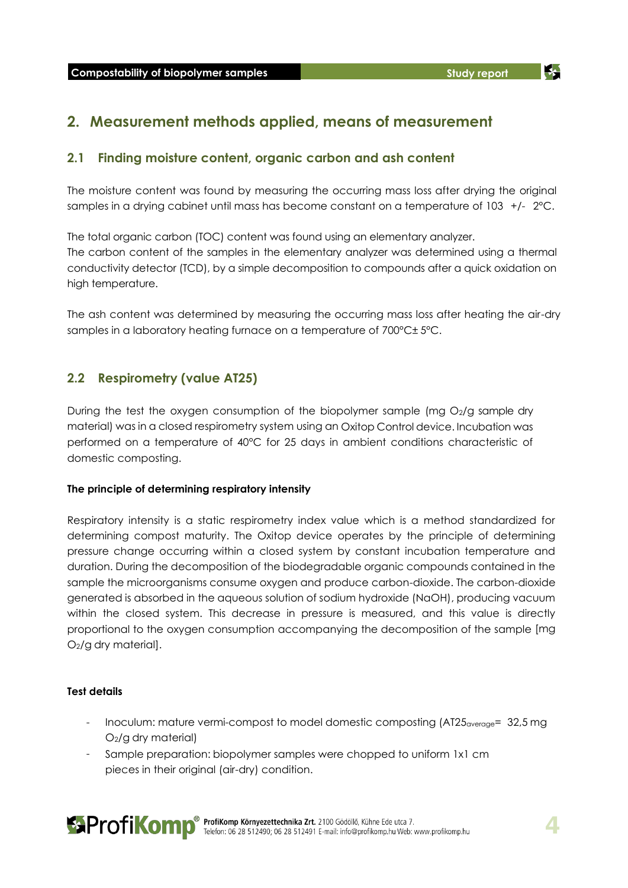## 2. Measurement methods applied, means of measurement

### 2.1 Finding moisture content, organic carbon and ash content

The moisture content was found by measuring the occurring mass loss after drying the original samples in a drying cabinet until mass has become constant on a temperature of 103 +/- 2°C.

The total organic carbon (TOC) content was found using an elementary analyzer.
The carbon content of the samples in the elementary analyzer was determined using a thermal conductivity detector (TCD), by a simple decomposition to compounds after a quick oxidation on high temperature.

The ash content was determined by measuring the occurring mass loss after heating the air-dry samples in a laboratory heating furnace on a temperature of 700°C± 5°C.

### 2.2 Respirometry (value AT25)

During the test the oxygen consumption of the biopolymer sample (mg $O_2$/g sample dry material) was in a closed respirometry system using an Oxitop Control device. Incubation was performed on a temperature of 40°C for 25 days in ambient conditions characteristic of domestic composting.

**The principle of determining respiratory intensity**

Respiratory intensity is a static respirometry index value which is a method standardized for determining compost maturity. The Oxitop device operates by the principle of determining pressure change occurring within a closed system by constant incubation temperature and duration. During the decomposition of the biodegradable organic compounds contained in the sample the microorganisms consume oxygen and produce carbon-dioxide. The carbon-dioxide generated is absorbed in the aqueous solution of sodium hydroxide (NaOH), producing vacuum within the closed system. This decrease in pressure is measured, and this value is directly proportional to the oxygen consumption accompanying the decomposition of the sample [mg $O_2$/g dry material].

**Test details**

- Inoculum: mature vermi-compost to model domestic composting ($AT25_{average}$= 32,5 mg $O_2$/g dry material)
- Sample preparation: biopolymer samples were chopped to uniform 1x1 cm pieces in their original (air-dry) condition.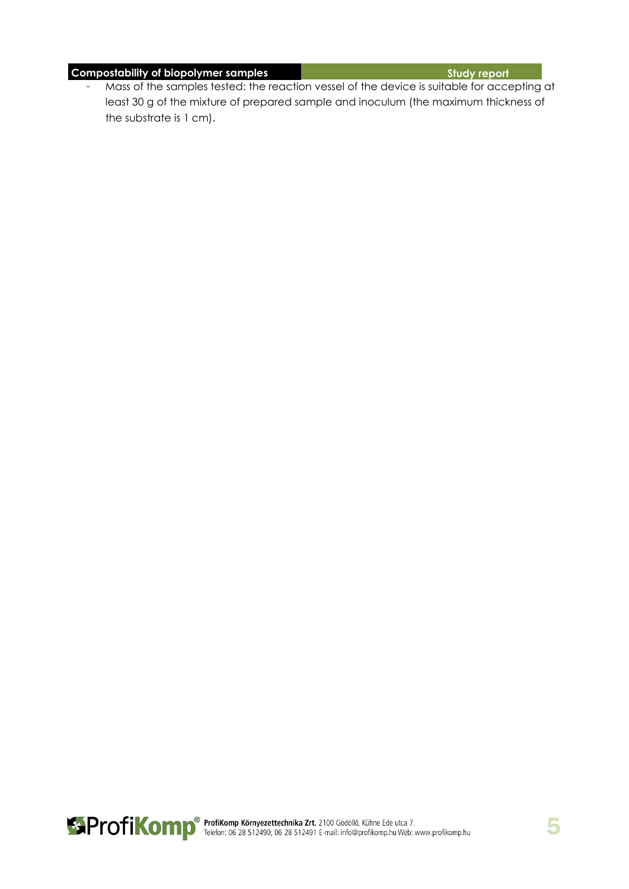- Mass of the samples tested: the reaction vessel of the device is suitable for accepting at least 30 g of the mixture of prepared sample and inoculum (the maximum thickness of the substrate is 1 cm).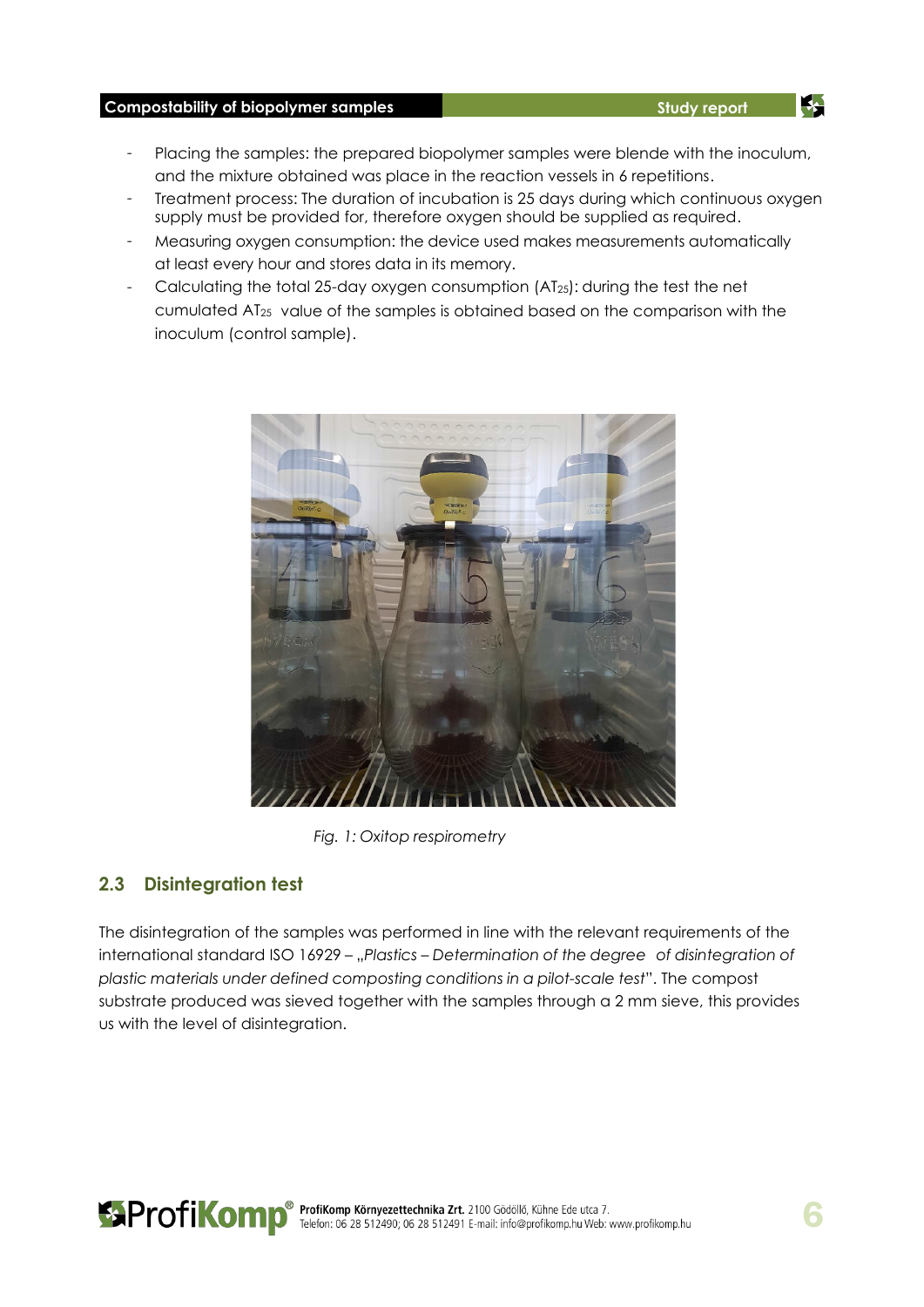- Placing the samples: the prepared biopolymer samples were blende with the inoculum, and the mixture obtained was place in the reaction vessels in 6 repetitions.
- Treatment process: The duration of incubation is 25 days during which continuous oxygen supply must be provided for, therefore oxygen should be supplied as required.
- Measuring oxygen consumption: the device used makes measurements automatically at least every hour and stores data in its memory.
- Calculating the total 25-day oxygen consumption ($AT_{25}$): during the test the net cumulated $AT_{25}$ value of the samples is obtained based on the comparison with the inoculum (control sample).

*Fig. 1: Oxitop respirometry*

## 2.3 Disintegration test

The disintegration of the samples was performed in line with the relevant requirements of the international standard ISO 16929 – „*Plastics – Determination of the degree of disintegration of plastic materials under defined composting conditions in a pilot-scale test*". The compost substrate produced was sieved together with the samples through a 2 mm sieve, this provides us with the level of disintegration.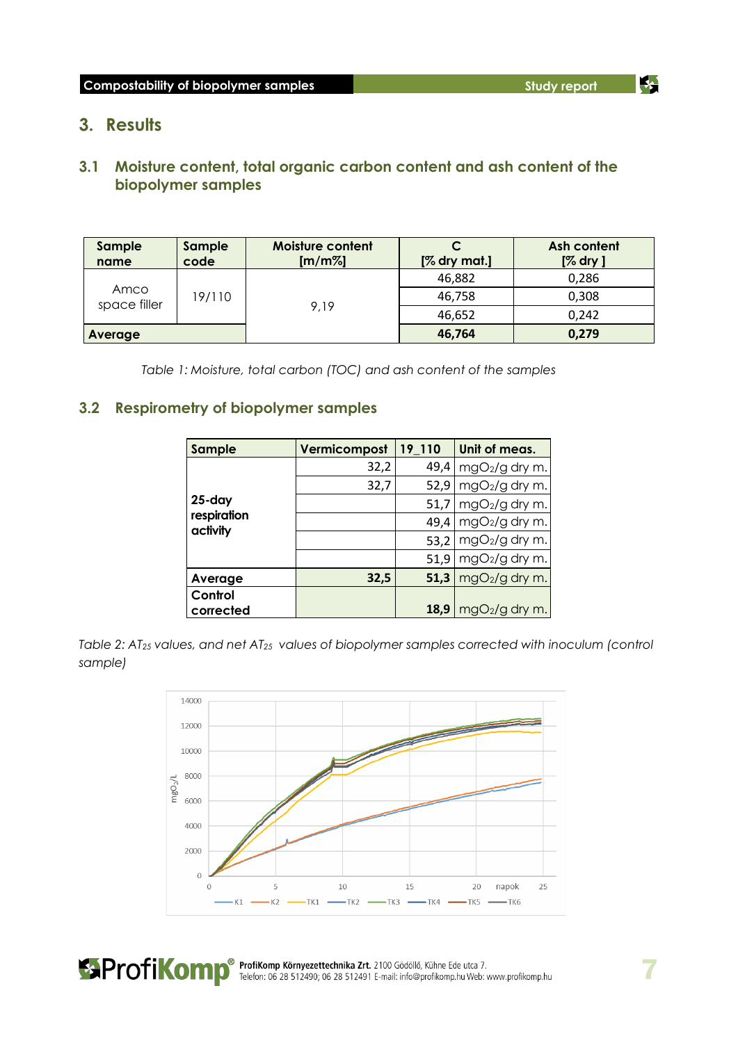# 3. Results

## 3.1 Moisture content, total organic carbon content and ash content of the biopolymer samples

| Sample name | Sample code | Moisture content [m/m%] | C [% dry mat.] | Ash content [% dry ] |
|---|---|---|---|---|
| Amco space filler | 19/110 | 9,19 | 46,882 | 0,286 |
| | | | 46,758 | 0,308 |
| | | | 46,652 | 0,242 |
| **Average** | | | **46,764** | **0,279** |

*Table 1: Moisture, total carbon (TOC) and ash content of the samples*

## 3.2 Respirometry of biopolymer samples

| Sample | Vermicompost | 19_110 | Unit of meas. |
|---|---|---|---|
| **25-day respiration activity** | 32,2 | 49,4 | $mgO_2$/g dry m. |
| | 32,7 | 52,9 | $mgO_2$/g dry m. |
| | | 51,7 | $mgO_2$/g dry m. |
| | | 49,4 | $mgO_2$/g dry m. |
| | | 53,2 | $mgO_2$/g dry m. |
| | | 51,9 | $mgO_2$/g dry m. |
| **Average** | **32,5** | **51,3** | $mgO_2$/g dry m. |
| **Control corrected** | | **18,9** | $mgO_2$/g dry m. |

*Table 2: $AT_{25}$ values, and net $AT_{25}$ values of biopolymer samples corrected with inoculum (control sample)*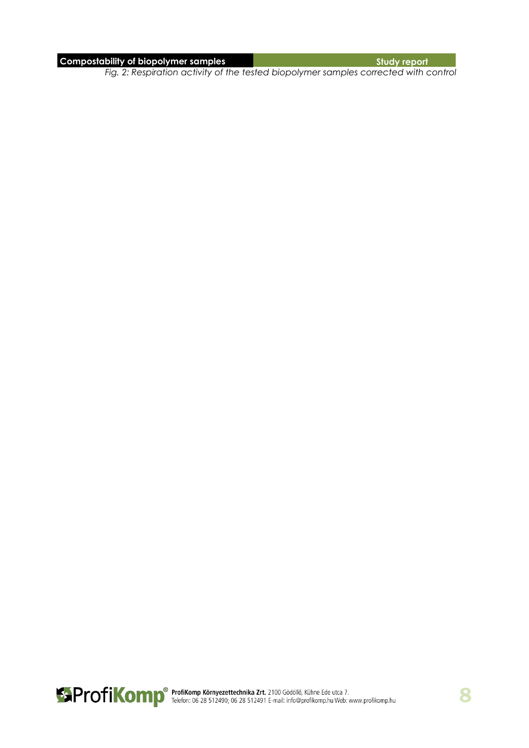*Fig. 2: Respiration activity of the tested biopolymer samples corrected with control*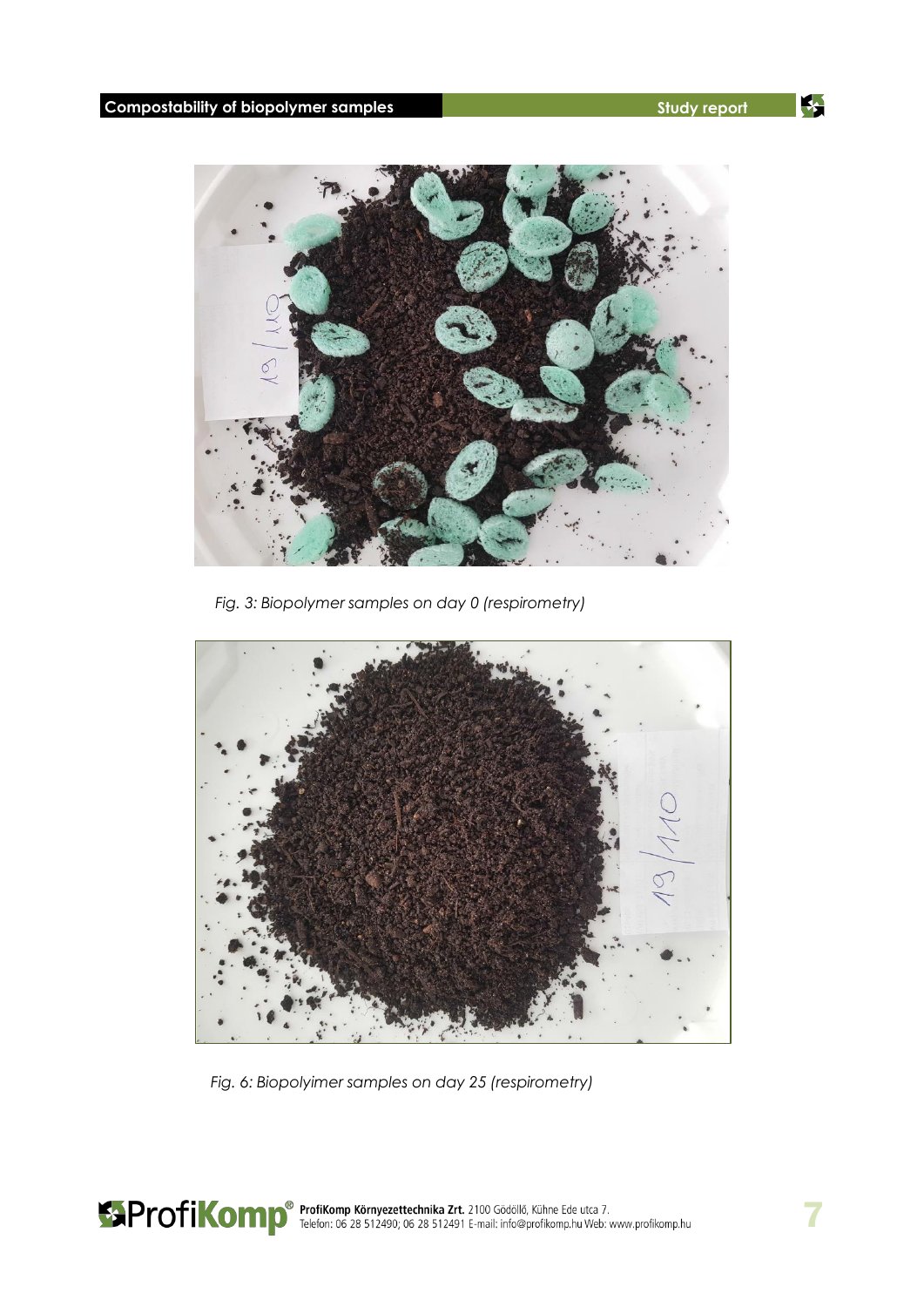*Fig. 3: Biopolymer samples on day 0 (respirometry)*

*Fig. 6: Biopolyimer samples on day 25 (respirometry)*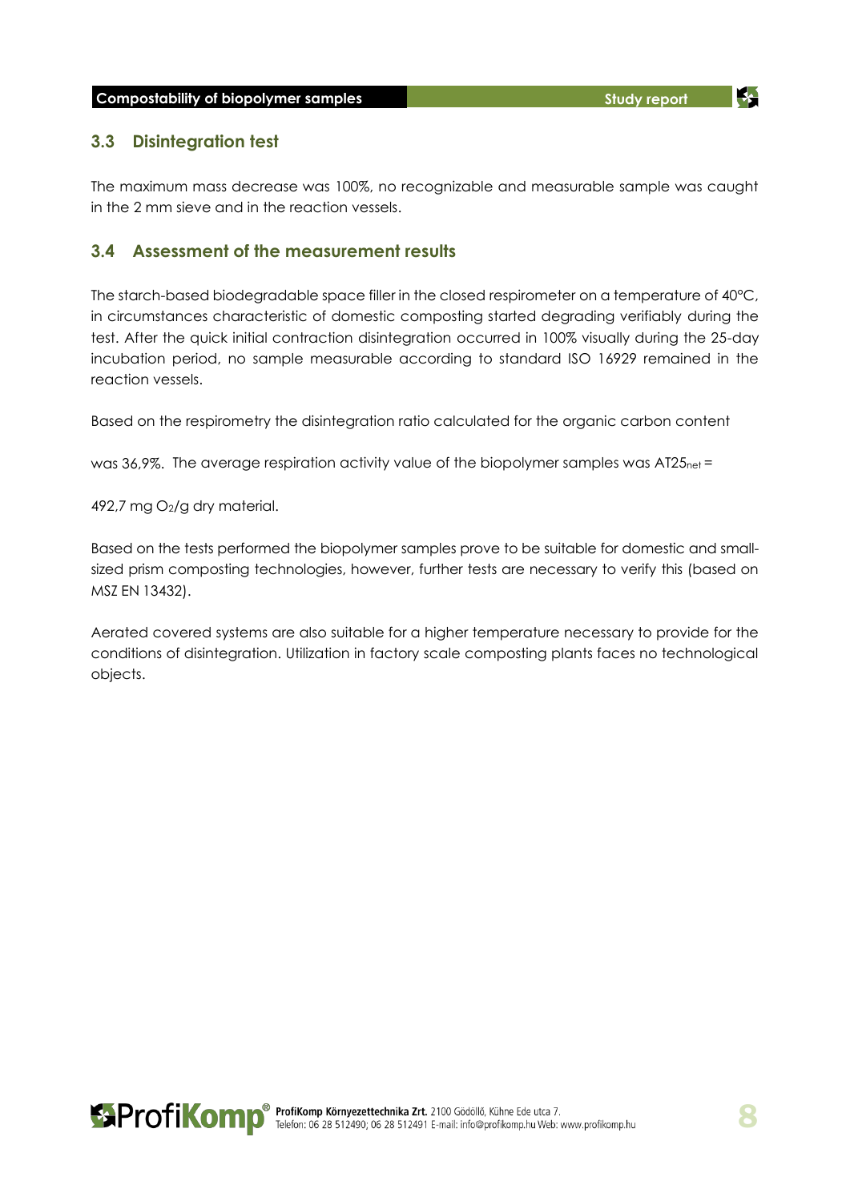## 3.3 Disintegration test

The maximum mass decrease was 100%, no recognizable and measurable sample was caught in the 2 mm sieve and in the reaction vessels.

## 3.4 Assessment of the measurement results

The starch-based biodegradable space filler in the closed respirometer on a temperature of 40°C, in circumstances characteristic of domestic composting started degrading verifiably during the test. After the quick initial contraction disintegration occurred in 100% visually during the 25-day incubation period, no sample measurable according to standard ISO 16929 remained in the reaction vessels.

Based on the respirometry the disintegration ratio calculated for the organic carbon content

was 36,9%. The average respiration activity value of the biopolymer samples was $AT25_{net}$ =

492,7 mg $O_2$/g dry material.

Based on the tests performed the biopolymer samples prove to be suitable for domestic and small-sized prism composting technologies, however, further tests are necessary to verify this (based on MSZ EN 13432).

Aerated covered systems are also suitable for a higher temperature necessary to provide for the conditions of disintegration. Utilization in factory scale composting plants faces no technological objects.